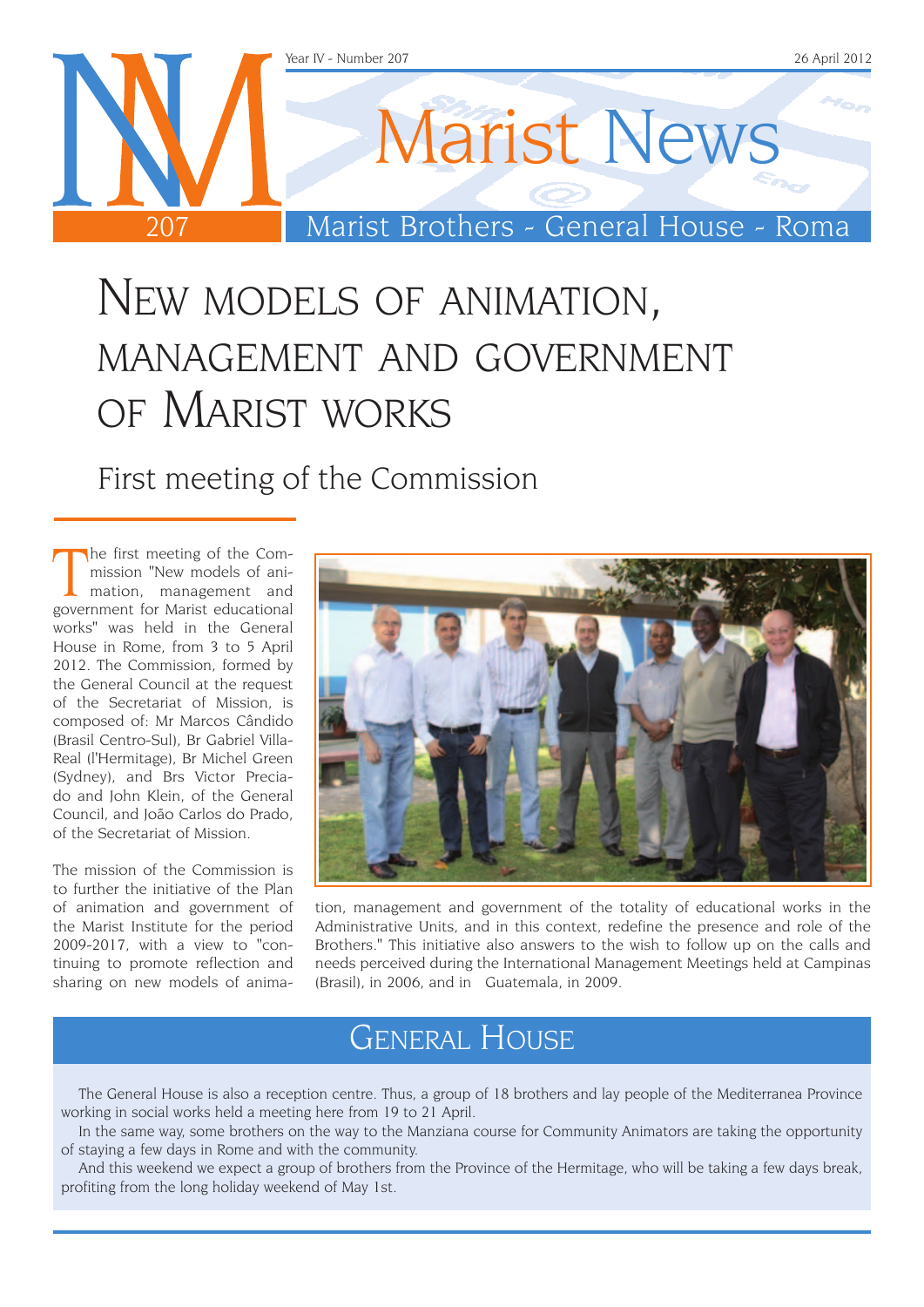# Marist News

Marist Brothers - General House - Roma

Year IV - Number 207 — 26 April 2012

# New models of animation, management and government of Marist works

## First meeting of the Commission

The first meeting of the Commission "New models of animation, management and government for Marist educational works" was held in the General House in Rome, from 3 to 5 April 2012. The Commission, formed by the General Council at the request of the Secretariat of Mission, is composed of: Mr Marcos Cândido (Brasil Centro-Sul), Br Gabriel Villa-Real (l'Hermitage), Br Michel Green (Sydney), and Brs Victor Preciado and John Klein, of the General Council, and João Carlos do Prado, of the Secretariat of Mission.

The mission of the Commission is to further the initiative of the Plan of animation and government of the Marist Institute for the period 2009-2017, with a view to "continuing to promote reflection and sharing on new models of animation, management and government of the totality of educational works in the Administrative Units, and in this context, redefine the presence and role of the Brothers." This initiative also answers to the wish to follow up on the calls and needs perceived during the International Management Meetings held at Campinas (Brasil), in 2006, and in Guatemala, in 2009.

## General House

The General House is also a reception centre. Thus, a group of 18 brothers and lay people of the Mediterranea Province working in social works held a meeting here from 19 to 21 April.

In the same way, some brothers on the way to the Manziana course for Community Animators are taking the opportunity of staying a few days in Rome and with the community.

And this weekend we expect a group of brothers from the Province of the Hermitage, who will be taking a few days break, profiting from the long holiday weekend of May 1st.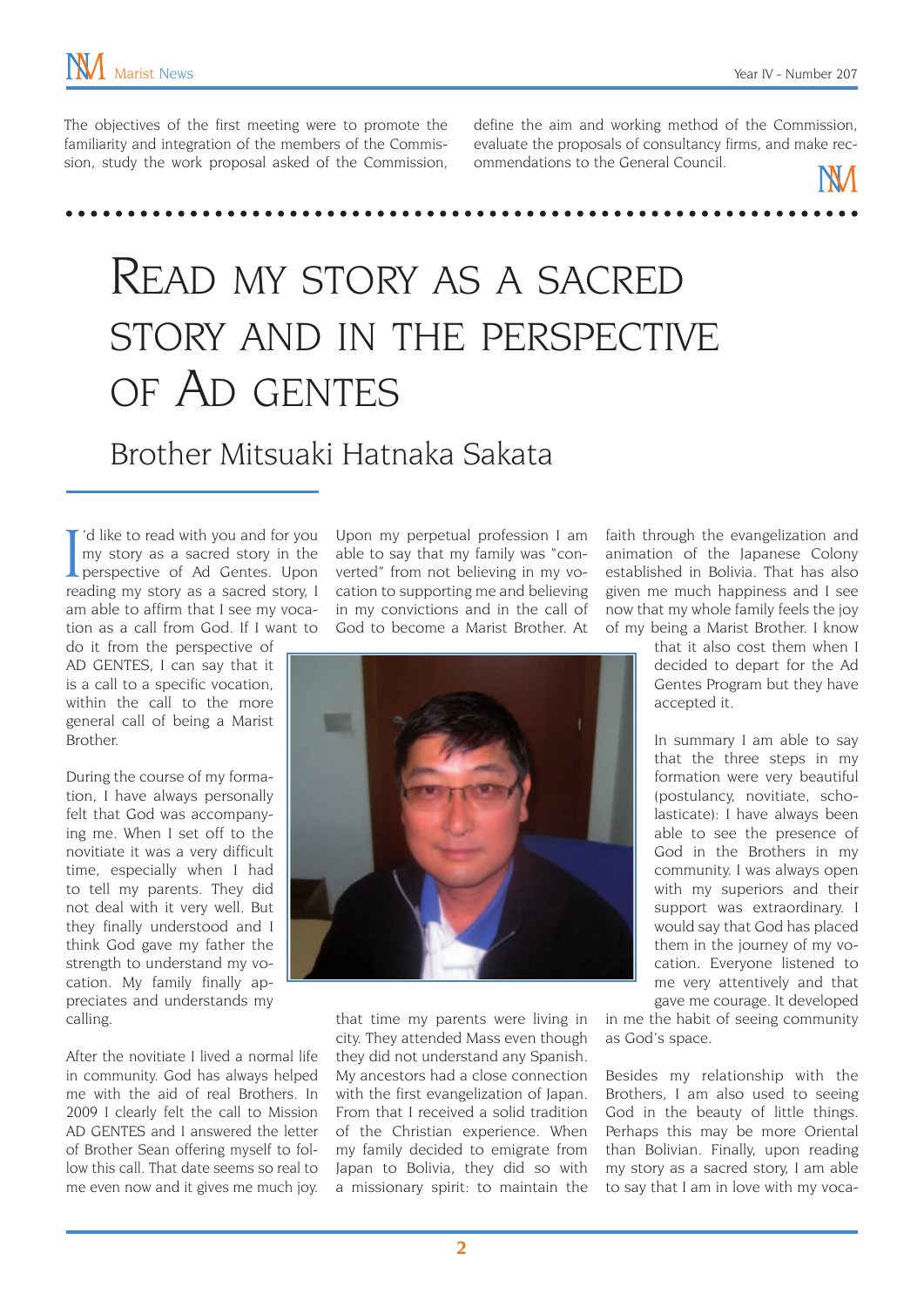The objectives of the first meeting were to promote the familiarity and integration of the members of the Commission, study the work proposal asked of the Commission, define the aim and working method of the Commission, evaluate the proposals of consultancy firms, and make recommendations to the General Council.

# Read my story as a sacred story and in the perspective of Ad gentes

## Brother Mitsuaki Hatnaka Sakata

I'd like to read with you and for you my story as a sacred story in the perspective of Ad Gentes. Upon reading my story as a sacred story, I am able to affirm that I see my vocation as a call from God. If I want to do it from the perspective of AD GENTES, I can say that it is a call to a specific vocation, within the call to the more general call of being a Marist Brother.

During the course of my formation, I have always personally felt that God was accompanying me. When I set off to the novitiate it was a very difficult time, especially when I had to tell my parents. They did not deal with it very well. But they finally understood and I think God gave my father the strength to understand my vocation. My family finally appreciates and understands my calling.

After the novitiate I lived a normal life in community. God has always helped me with the aid of real Brothers. In 2009 I clearly felt the call to Mission AD GENTES and I answered the letter of Brother Sean offering myself to follow this call. That date seems so real to me even now and it gives me much joy.

Upon my perpetual profession I am able to say that my family was "converted" from not believing in my vocation to supporting me and believing in my convictions and in the call of God to become a Marist Brother. At that time my parents were living in city. They attended Mass even though they did not understand any Spanish. My ancestors had a close connection with the first evangelization of Japan. From that I received a solid tradition of the Christian experience. When my family decided to emigrate from Japan to Bolivia, they did so with a missionary spirit: to maintain the faith through the evangelization and animation of the Japanese Colony established in Bolivia. That has also given me much happiness and I see now that my whole family feels the joy of my being a Marist Brother. I know that it also cost them when I decided to depart for the Ad Gentes Program but they have accepted it.

In summary I am able to say that the three steps in my formation were very beautiful (postulancy, novitiate, scholasticate): I have always been able to see the presence of God in the Brothers in my community. I was always open with my superiors and their support was extraordinary. I would say that God has placed them in the journey of my vocation. Everyone listened to me very attentively and that gave me courage. It developed in me the habit of seeing community as God's space.

Besides my relationship with the Brothers, I am also used to seeing God in the beauty of little things. Perhaps this may be more Oriental than Bolivian. Finally, upon reading my story as a sacred story, I am able to say that I am in love with my voca-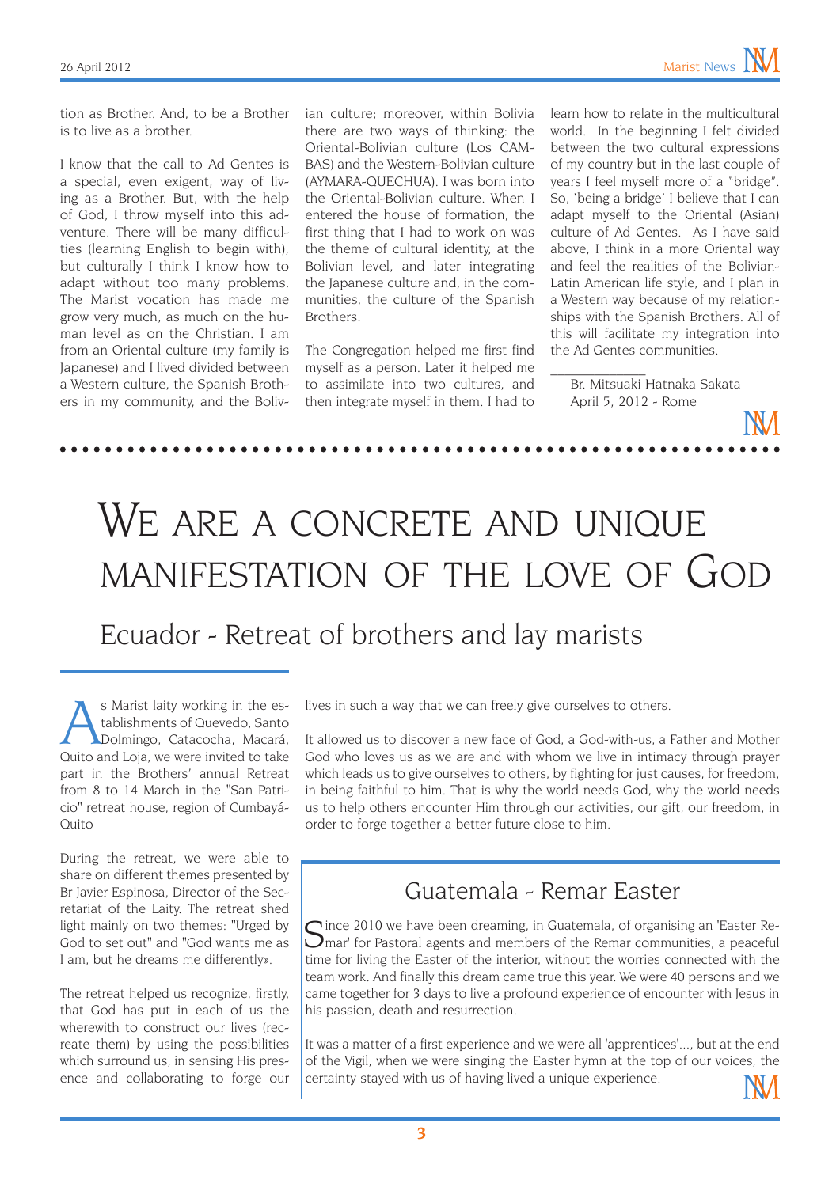tion as Brother. And, to be a Brother is to live as a brother.

I know that the call to Ad Gentes is a special, even exigent, way of living as a Brother. But, with the help of God, I throw myself into this adventure. There will be many difficulties (learning English to begin with), but culturally I think I know how to adapt without too many problems. The Marist vocation has made me grow very much, as much on the human level as on the Christian. I am from an Oriental culture (my family is Japanese) and I lived divided between a Western culture, the Spanish Brothers in my community, and the Bolivian culture; moreover, within Bolivia there are two ways of thinking: the Oriental-Bolivian culture (Los CAMBAS) and the Western-Bolivian culture (AYMARA-QUECHUA). I was born into the Oriental-Bolivian culture. When I entered the house of formation, the first thing that I had to work on was the theme of cultural identity, at the Bolivian level, and later integrating the Japanese culture and, in the communities, the culture of the Spanish Brothers.

The Congregation helped me first find myself as a person. Later it helped me to assimilate into two cultures, and then integrate myself in them. I had to learn how to relate in the multicultural world. In the beginning I felt divided between the two cultural expressions of my country but in the last couple of years I feel myself more of a "bridge". So, 'being a bridge' I believe that I can adapt myself to the Oriental (Asian) culture of Ad Gentes. As I have said above, I think in a more Oriental way and feel the realities of the Bolivian-Latin American life style, and I plan in a Western way because of my relationships with the Spanish Brothers. All of this will facilitate my integration into the Ad Gentes communities.

_____________

Br. Mitsuaki Hatnaka Sakata
April 5, 2012 - Rome

# We are a concrete and unique manifestation of the love of God

## Ecuador - Retreat of brothers and lay marists

As Marist laity working in the establishments of Quevedo, Santo Dolmingo, Catacocha, Macará, Quito and Loja, we were invited to take part in the Brothers' annual Retreat from 8 to 14 March in the "San Patricio" retreat house, region of Cumbayá-Quito

During the retreat, we were able to share on different themes presented by Br Javier Espinosa, Director of the Secretariat of the Laity. The retreat shed light mainly on two themes: "Urged by God to set out" and "God wants me as I am, but he dreams me differently».

The retreat helped us recognize, firstly, that God has put in each of us the wherewith to construct our lives (recreate them) by using the possibilities which surround us, in sensing His presence and collaborating to forge our lives in such a way that we can freely give ourselves to others.

It allowed us to discover a new face of God, a God-with-us, a Father and Mother God who loves us as we are and with whom we live in intimacy through prayer which leads us to give ourselves to others, by fighting for just causes, for freedom, in being faithful to him. That is why the world needs God, why the world needs us to help others encounter Him through our activities, our gift, our freedom, in order to forge together a better future close to him.

## Guatemala - Remar Easter

Since 2010 we have been dreaming, in Guatemala, of organising an 'Easter Remar' for Pastoral agents and members of the Remar communities, a peaceful time for living the Easter of the interior, without the worries connected with the team work. And finally this dream came true this year. We were 40 persons and we came together for 3 days to live a profound experience of encounter with Jesus in his passion, death and resurrection.

It was a matter of a first experience and we were all 'apprentices'..., but at the end of the Vigil, when we were singing the Easter hymn at the top of our voices, the certainty stayed with us of having lived a unique experience.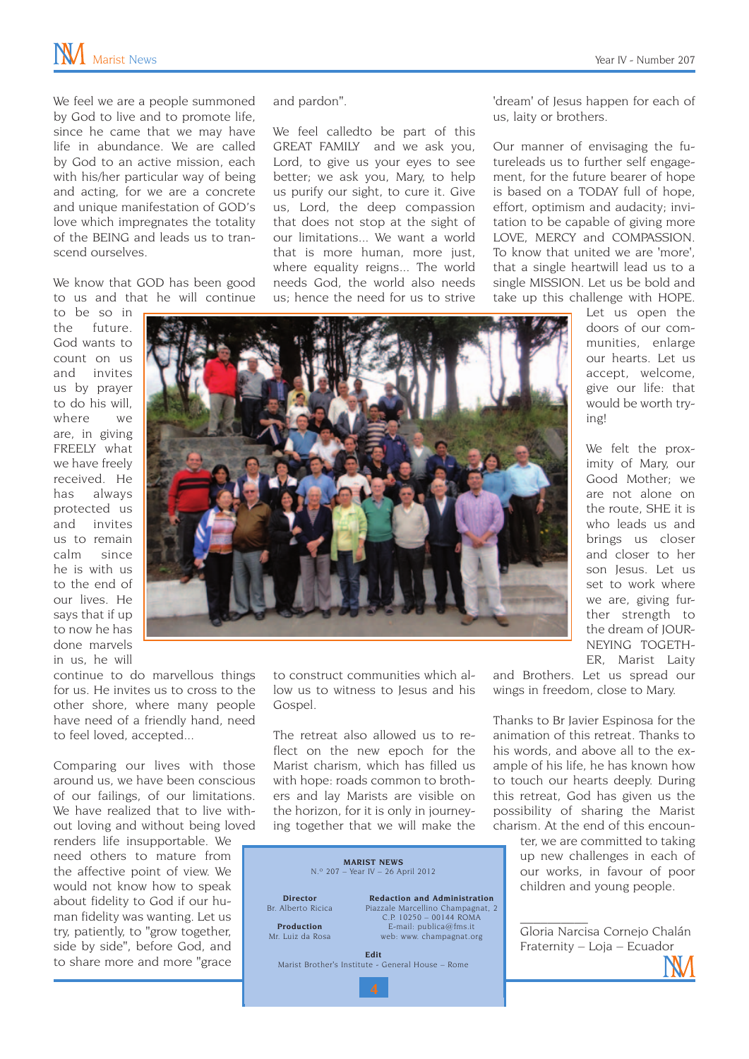We feel we are a people summoned by God to live and to promote life, since he came that we may have life in abundance. We are called by God to an active mission, each with his/her particular way of being and acting, for we are a concrete and unique manifestation of GOD's love which impregnates the totality of the BEING and leads us to transcend ourselves.

We know that GOD has been good to us and that he will continue to be so in the future. God wants to count on us and invites us by prayer to do his will, where we are, in giving FREELY what we have freely received. He has always protected us and invites us to remain calm since he is with us to the end of our lives. He says that if up to now he has done marvels in us, he will continue to do marvellous things for us. He invites us to cross to the other shore, where many people have need of a friendly hand, need to feel loved, accepted...

Comparing our lives with those around us, we have been conscious of our failings, of our limitations. We have realized that to live without loving and without being loved renders life insupportable. We need others to mature from the affective point of view. We would not know how to speak about fidelity to God if our human fidelity was wanting. Let us try, patiently, to "grow together, side by side", before God, and to share more and more "grace and pardon".

We feel calledto be part of this GREAT FAMILY and we ask you, Lord, to give us your eyes to see better; we ask you, Mary, to help us purify our sight, to cure it. Give us, Lord, the deep compassion that does not stop at the sight of our limitations... We want a world that is more human, more just, where equality reigns... The world needs God, the world also needs us; hence the need for us to strive to construct communities which allow us to witness to Jesus and his Gospel.

The retreat also allowed us to reflect on the new epoch for the Marist charism, which has filled us with hope: roads common to brothers and lay Marists are visible on the horizon, for it is only in journeying together that we will make the 'dream' of Jesus happen for each of us, laity or brothers.

Our manner of envisaging the futureleads us to further self engagement, for the future bearer of hope is based on a TODAY full of hope, effort, optimism and audacity; invitation to be capable of giving more LOVE, MERCY and COMPASSION. To know that united we are 'more', that a single heartwill lead us to a single MISSION. Let us be bold and take up this challenge with HOPE. Let us open the doors of our communities, enlarge our hearts. Let us accept, welcome, give our life: that would be worth trying!

We felt the proximity of Mary, our Good Mother; we are not alone on the route, SHE it is who leads us and brings us closer and closer to her son Jesus. Let us set to work where we are, giving further strength to the dream of JOURNEYING TOGETHER, Marist Laity and Brothers. Let us spread our wings in freedom, close to Mary.

Thanks to Br Javier Espinosa for the animation of this retreat. Thanks to his words, and above all to the example of his life, he has known how to touch our hearts deeply. During this retreat, God has given us the possibility of sharing the Marist charism. At the end of this encounter, we are committed to taking up new challenges in each of our works, in favour of poor children and young people.

___________

Gloria Narcisa Cornejo Chalán
Fraternity – Loja – Ecuador

**MARIST NEWS**
N.º 207 – Year IV – 26 April 2012

**Director**
Br. Alberto Ricica

**Production**
Mr. Luiz da Rosa

**Redaction and Administration**
Piazzale Marcellino Champagnat, 2
C.P. 10250 – 00144 ROMA
E-mail: publica@fms.it
web: www. champagnat.org

**Edit**
Marist Brother's Institute - General House – Rome